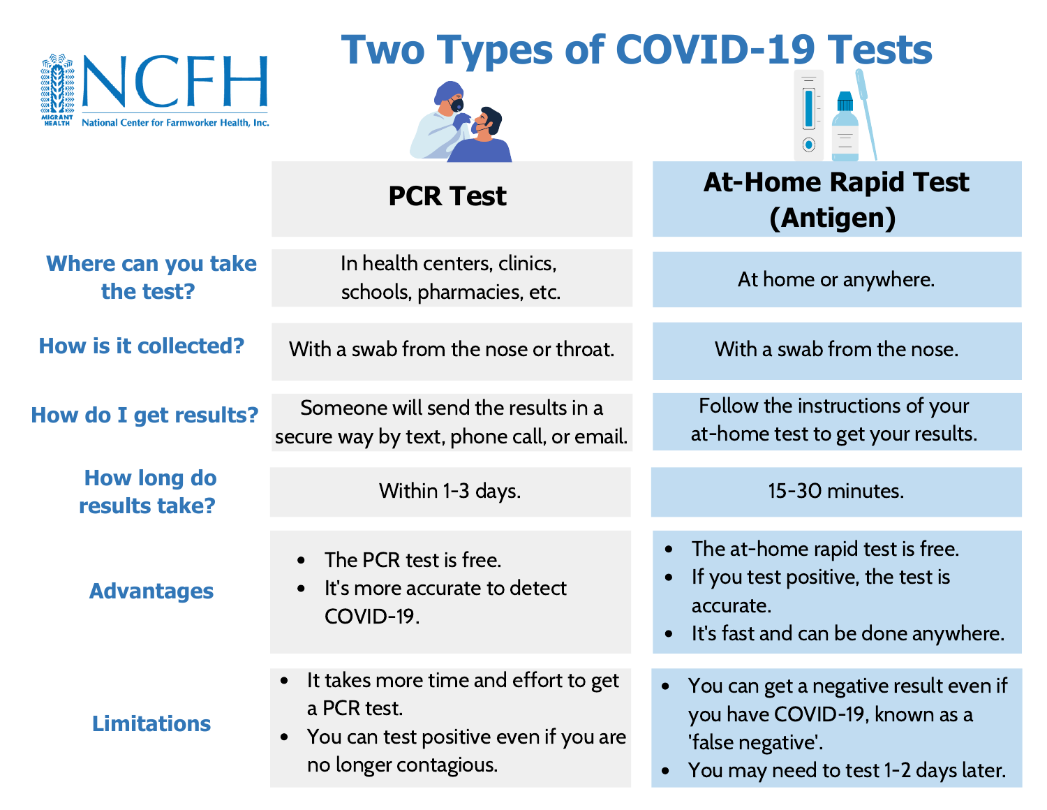NCFH
National Center for Farmworker Health, Inc.

# Two Types of COVID-19 Tests

| | PCR Test | At-Home Rapid Test (Antigen) |
|---|---|---|
| **Where can you take the test?** | In health centers, clinics, schools, pharmacies, etc. | At home or anywhere. |
| **How is it collected?** | With a swab from the nose or throat. | With a swab from the nose. |
| **How do I get results?** | Someone will send the results in a secure way by text, phone call, or email. | Follow the instructions of your at-home test to get your results. |
| **How long do results take?** | Within 1-3 days. | 15-30 minutes. |
| **Advantages** | • The PCR test is free.<br>• It's more accurate to detect COVID-19. | • The at-home rapid test is free.<br>• If you test positive, the test is accurate.<br>• It's fast and can be done anywhere. |
| **Limitations** | • It takes more time and effort to get a PCR test.<br>• You can test positive even if you are no longer contagious. | • You can get a negative result even if you have COVID-19, known as a 'false negative'.<br>• You may need to test 1-2 days later. |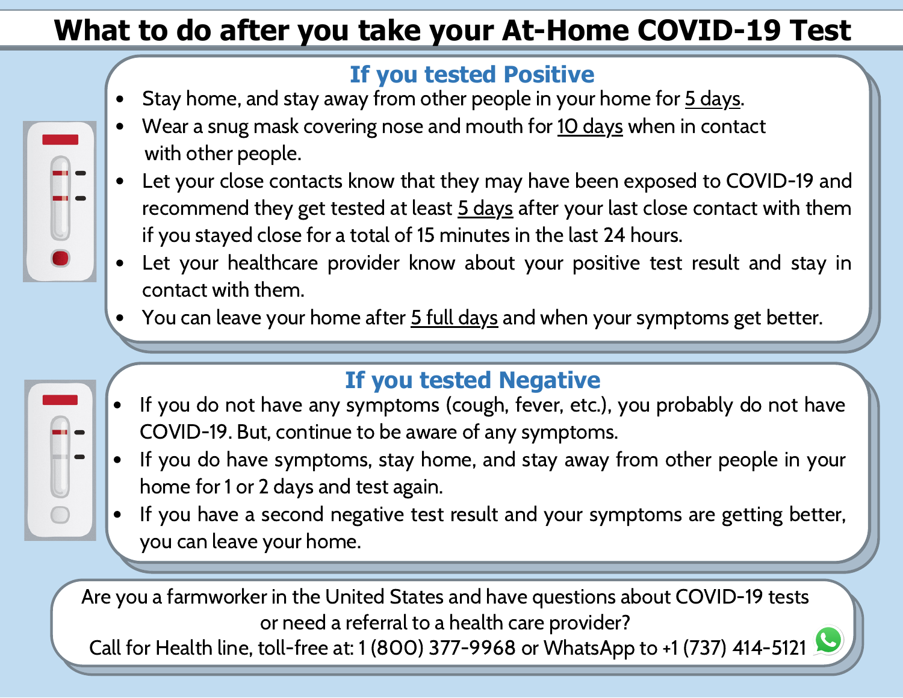# What to do after you take your At-Home COVID-19 Test

## If you tested Positive

- Stay home, and stay away from other people in your home for 5 days.
- Wear a snug mask covering nose and mouth for 10 days when in contact with other people.
- Let your close contacts know that they may have been exposed to COVID-19 and recommend they get tested at least 5 days after your last close contact with them if you stayed close for a total of 15 minutes in the last 24 hours.
- Let your healthcare provider know about your positive test result and stay in contact with them.
- You can leave your home after 5 full days and when your symptoms get better.

## If you tested Negative

- If you do not have any symptoms (cough, fever, etc.), you probably do not have COVID-19. But, continue to be aware of any symptoms.
- If you do have symptoms, stay home, and stay away from other people in your home for 1 or 2 days and test again.
- If you have a second negative test result and your symptoms are getting better, you can leave your home.

Are you a farmworker in the United States and have questions about COVID-19 tests or need a referral to a health care provider?

Call for Health line, toll-free at: 1 (800) 377-9968 or WhatsApp to +1 (737) 414-5121